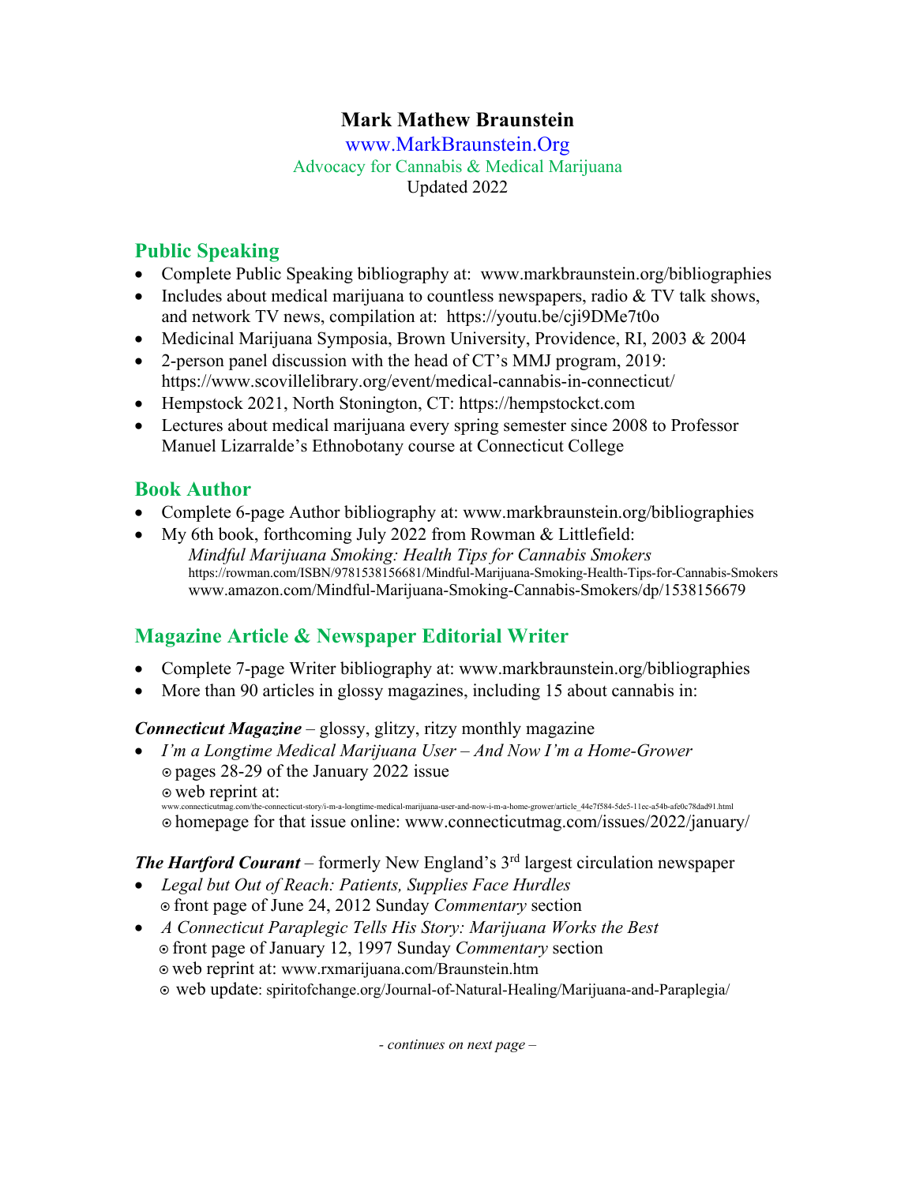# Mark Mathew Braunstein

www.MarkBraunstein.Org

Advocacy for Cannabis & Medical Marijuana

Updated 2022

## Public Speaking

- Complete Public Speaking bibliography at: www.markbraunstein.org/bibliographies
- Includes about medical marijuana to countless newspapers, radio & TV talk shows, and network TV news, compilation at: https://youtu.be/cji9DMe7t0o
- Medicinal Marijuana Symposia, Brown University, Providence, RI, 2003 & 2004
- 2-person panel discussion with the head of CT's MMJ program, 2019: https://www.scovillelibrary.org/event/medical-cannabis-in-connecticut/
- Hempstock 2021, North Stonington, CT: https://hempstockct.com
- Lectures about medical marijuana every spring semester since 2008 to Professor Manuel Lizarralde's Ethnobotany course at Connecticut College

## Book Author

- Complete 6-page Author bibliography at: www.markbraunstein.org/bibliographies
- My 6th book, forthcoming July 2022 from Rowman & Littlefield:
  *Mindful Marijuana Smoking: Health Tips for Cannabis Smokers*
  https://rowman.com/ISBN/9781538156681/Mindful-Marijuana-Smoking-Health-Tips-for-Cannabis-Smokers
  www.amazon.com/Mindful-Marijuana-Smoking-Cannabis-Smokers/dp/1538156679

## Magazine Article & Newspaper Editorial Writer

- Complete 7-page Writer bibliography at: www.markbraunstein.org/bibliographies
- More than 90 articles in glossy magazines, including 15 about cannabis in:

***Connecticut Magazine*** – glossy, glitzy, ritzy monthly magazine

- *I'm a Longtime Medical Marijuana User – And Now I'm a Home-Grower*
  ⊙ pages 28-29 of the January 2022 issue
  ⊙ web reprint at: www.connecticutmag.com/the-connecticut-story/i-m-a-longtime-medical-marijuana-user-and-now-i-m-a-home-grower/article_44e7f584-5de5-11ec-a54b-afe0c78dad91.html
  ⊙ homepage for that issue online: www.connecticutmag.com/issues/2022/january/

***The Hartford Courant*** – formerly New England's 3rd largest circulation newspaper

- *Legal but Out of Reach: Patients, Supplies Face Hurdles*
  ⊙ front page of June 24, 2012 Sunday *Commentary* section
- *A Connecticut Paraplegic Tells His Story: Marijuana Works the Best*
  ⊙ front page of January 12, 1997 Sunday *Commentary* section
  ⊙ web reprint at: www.rxmarijuana.com/Braunstein.htm
  ⊙ web update: spiritofchange.org/Journal-of-Natural-Healing/Marijuana-and-Paraplegia/

*- continues on next page –*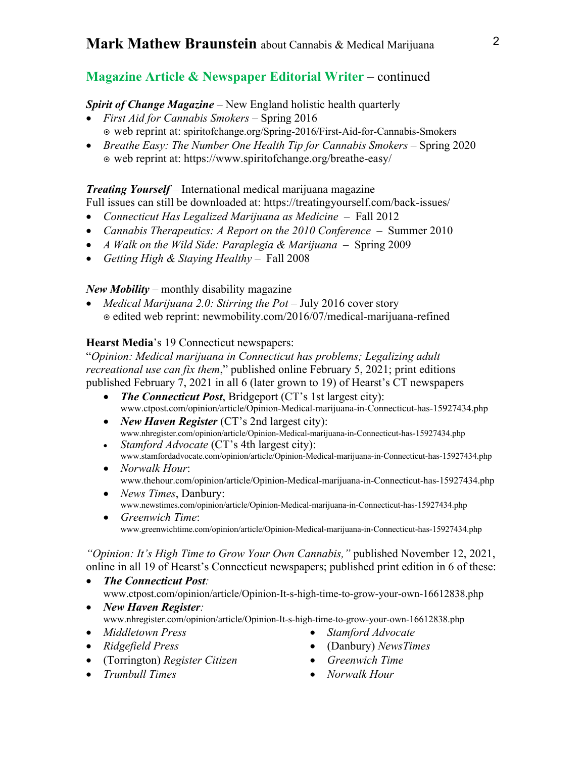## Magazine Article & Newspaper Editorial Writer – continued

***Spirit of Change Magazine*** – New England holistic health quarterly

- *First Aid for Cannabis Smokers* – Spring 2016
  ⊙ web reprint at: spiritofchange.org/Spring-2016/First-Aid-for-Cannabis-Smokers
- *Breathe Easy: The Number One Health Tip for Cannabis Smokers* – Spring 2020
  ⊙ web reprint at: https://www.spiritofchange.org/breathe-easy/

***Treating Yourself*** – International medical marijuana magazine
Full issues can still be downloaded at: https://treatingyourself.com/back-issues/

- *Connecticut Has Legalized Marijuana as Medicine* – Fall 2012
- *Cannabis Therapeutics: A Report on the 2010 Conference* – Summer 2010
- *A Walk on the Wild Side: Paraplegia & Marijuana* – Spring 2009
- *Getting High & Staying Healthy* – Fall 2008

***New Mobility*** – monthly disability magazine

- *Medical Marijuana 2.0: Stirring the Pot* – July 2016 cover story
  ⊙ edited web reprint: newmobility.com/2016/07/medical-marijuana-refined

**Hearst Media**'s 19 Connecticut newspapers:
"*Opinion: Medical marijuana in Connecticut has problems; Legalizing adult recreational use can fix them*," published online February 5, 2021; print editions published February 7, 2021 in all 6 (later grown to 19) of Hearst's CT newspapers

- ***The Connecticut Post***, Bridgeport (CT's 1st largest city):
  www.ctpost.com/opinion/article/Opinion-Medical-marijuana-in-Connecticut-has-15927434.php
- ***New Haven Register*** (CT's 2nd largest city):
  www.nhregister.com/opinion/article/Opinion-Medical-marijuana-in-Connecticut-has-15927434.php
- *Stamford Advocate* (CT's 4th largest city):
  www.stamfordadvocate.com/opinion/article/Opinion-Medical-marijuana-in-Connecticut-has-15927434.php
- *Norwalk Hour*:
  www.thehour.com/opinion/article/Opinion-Medical-marijuana-in-Connecticut-has-15927434.php
- *News Times*, Danbury:
  www.newstimes.com/opinion/article/Opinion-Medical-marijuana-in-Connecticut-has-15927434.php
- *Greenwich Time*:
  www.greenwichtime.com/opinion/article/Opinion-Medical-marijuana-in-Connecticut-has-15927434.php

*"Opinion: It's High Time to Grow Your Own Cannabis,"* published November 12, 2021, online in all 19 of Hearst's Connecticut newspapers; published print edition in 6 of these:

- ***The Connecticut Post:***
  www.ctpost.com/opinion/article/Opinion-It-s-high-time-to-grow-your-own-16612838.php
- ***New Haven Register:***
  www.nhregister.com/opinion/article/Opinion-It-s-high-time-to-grow-your-own-16612838.php
- *Middletown Press*
- *Ridgefield Press*
- (Torrington) *Register Citizen*
- *Trumbull Times*
- *Stamford Advocate*
- (Danbury) *NewsTimes*
- *Greenwich Time*
- *Norwalk Hour*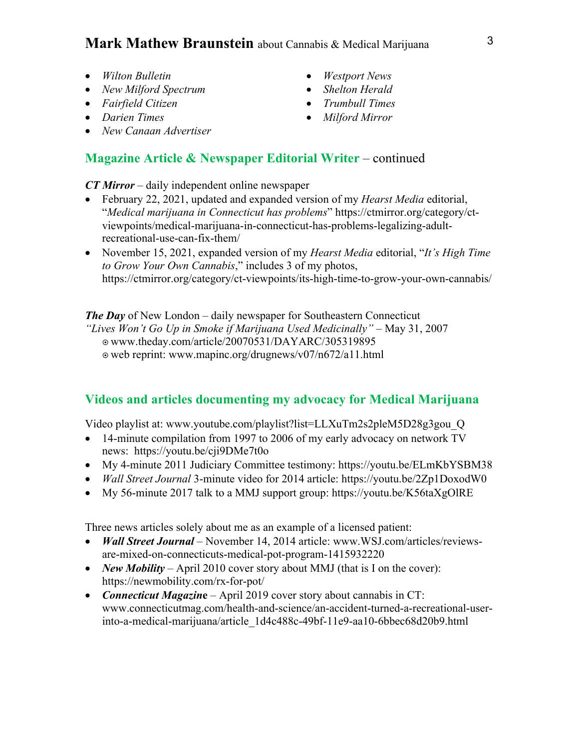- *Wilton Bulletin*
- *New Milford Spectrum*
- *Fairfield Citizen*
- *Darien Times*
- *New Canaan Advertiser*
- *Westport News*
- *Shelton Herald*
- *Trumbull Times*
- *Milford Mirror*

## Magazine Article & Newspaper Editorial Writer – continued

***CT Mirror*** – daily independent online newspaper

- February 22, 2021, updated and expanded version of my *Hearst Media* editorial, "*Medical marijuana in Connecticut has problems*" https://ctmirror.org/category/ct-viewpoints/medical-marijuana-in-connecticut-has-problems-legalizing-adult-recreational-use-can-fix-them/
- November 15, 2021, expanded version of my *Hearst Media* editorial, "*It's High Time to Grow Your Own Cannabis*," includes 3 of my photos, https://ctmirror.org/category/ct-viewpoints/its-high-time-to-grow-your-own-cannabis/

***The Day*** of New London – daily newspaper for Southeastern Connecticut
*"Lives Won't Go Up in Smoke if Marijuana Used Medicinally"* – May 31, 2007
⊙ www.theday.com/article/20070531/DAYARC/305319895
⊙ web reprint: www.mapinc.org/drugnews/v07/n672/a11.html

## Videos and articles documenting my advocacy for Medical Marijuana

Video playlist at: www.youtube.com/playlist?list=LLXuTm2s2pleM5D28g3gou_Q

- 14-minute compilation from 1997 to 2006 of my early advocacy on network TV news: https://youtu.be/cji9DMe7t0o
- My 4-minute 2011 Judiciary Committee testimony: https://youtu.be/ELmKbYSBM38
- *Wall Street Journal* 3-minute video for 2014 article: https://youtu.be/2Zp1DoxodW0
- My 56-minute 2017 talk to a MMJ support group: https://youtu.be/K56taXgOlRE

Three news articles solely about me as an example of a licensed patient:

- ***Wall Street Journal*** – November 14, 2014 article: www.WSJ.com/articles/reviews-are-mixed-on-connecticuts-medical-pot-program-1415932220
- ***New Mobility*** – April 2010 cover story about MMJ (that is I on the cover): https://newmobility.com/rx-for-pot/
- ***Connecticut Magazine*** – April 2019 cover story about cannabis in CT: www.connecticutmag.com/health-and-science/an-accident-turned-a-recreational-user-into-a-medical-marijuana/article_1d4c488c-49bf-11e9-aa10-6bbec68d20b9.html